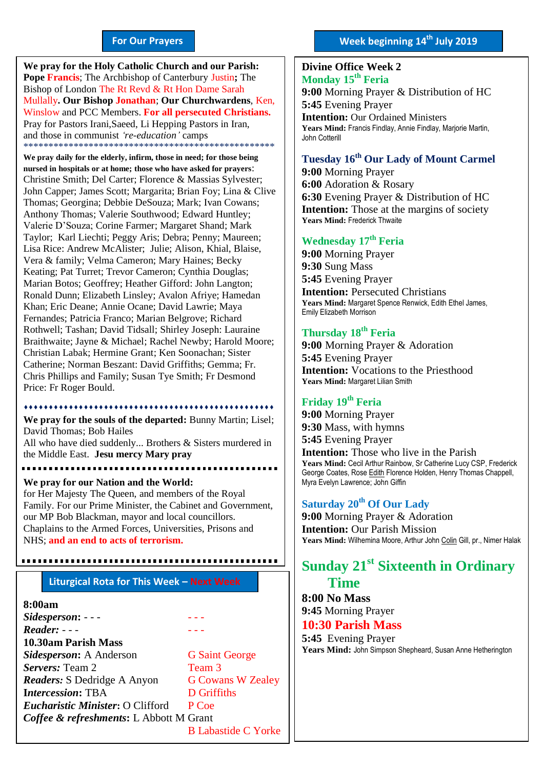## For Our Prayers

**We pray for the Holy Catholic Church and our Parish:** **Pope** **Francis**; The Archbishop of Canterbury Justin**;** The Bishop of London The Rt Revd & Rt Hon Dame Sarah Mullally**. Our Bishop** **Jonathan**; **Our Churchwardens**, Ken, Winslow and PCC Members. **For all persecuted Christians.** Pray for Pastors Irani,Saeed, Li Hepping Pastors in Iran, and those in communist *'re-education'* camps

\*\*\*\*\*\*\*\*\*\*\*\*\*\*\*\*\*\*\*\*\*\*\*\*\*\*\*\*\*\*\*\*\*\*\*\*\*\*\*\*\*\*\*\*\*\*\*\*\*\*\*\*\*\*\*

**We pray daily for the elderly, infirm, those in need; for those being nursed in hospitals or at home; those who have asked for prayers**: Christine Smith; Del Carter; Florence & Massias Sylvester; John Capper; James Scott; Margarita; Brian Foy; Lina & Clive Thomas; Georgina; Debbie DeSouza; Mark; Ivan Cowans; Anthony Thomas; Valerie Southwood; Edward Huntley; Valerie D'Souza; Corine Farmer; Margaret Shand; Mark Taylor; Karl Liechti; Peggy Aris; Debra; Penny; Maureen; Lisa Rice: Andrew McAlister; Julie; Alison, Khial, Blaise, Vera & family; Velma Cameron; Mary Haines; Becky Keating; Pat Turret; Trevor Cameron; Cynthia Douglas; Marian Botos; Geoffrey; Heather Gifford: John Langton; Ronald Dunn; Elizabeth Linsley; Avalon Afriye; Hamedan Khan; Eric Deane; Annie Ocane; David Lawrie; Maya Fernandes; Patricia Franco; Marian Belgrove; Richard Rothwell; Tashan; David Tidsall; Shirley Joseph: Lauraine Braithwaite; Jayne & Michael; Rachel Newby; Harold Moore; Christian Labak; Hermine Grant; Ken Soonachan; Sister Catherine; Norman Beszant: David Griffiths; Gemma; Fr. Chris Phillips and Family; Susan Tye Smith; Fr Desmond Price: Fr Roger Bould.

♦♦♦♦♦♦♦♦♦♦♦♦♦♦♦♦♦♦♦♦♦♦♦♦♦♦♦♦♦♦♦♦♦♦♦♦♦♦♦♦♦♦♦♦♦♦♦

**We pray for the souls of the departed:** Bunny Martin; Lisel; David Thomas; Bob Hailes
All who have died suddenly... Brothers & Sisters murdered in the Middle East. **Jesu mercy Mary pray**

**We pray for our Nation and the World:** for Her Majesty The Queen, and members of the Royal Family. For our Prime Minister, the Cabinet and Government, our MP Bob Blackman, mayor and local councillors. Chaplains to the Armed Forces, Universities, Prisons and NHS; **and an end to acts of terrorism.**

## Liturgical Rota for This Week – Next Week

| | This Week | Next Week |
|---|---|---|
| **8:00am** | | |
| ***Sidesperson*:** | - - - | - - - |
| ***Reader:*** | - - - | - - - |
| **10.30am Parish Mass** | | |
| ***Sidesperson*:** | A Anderson | G Saint George |
| ***Servers:*** | Team 2 | Team 3 |
| ***Readers:*** | S Dedridge A Anyon | G Cowans W Zealey |
| **Intercession:** | TBA | D Griffiths |
| ***Eucharistic Minister*:** | O Clifford | P Coe |
| ***Coffee & refreshments*:** | L Abbott M Grant | B Labastide C Yorke |

## Week beginning 14th July 2019

**Divine Office Week 2**

### Monday 15th Feria
**9:00** Morning Prayer & Distribution of HC
**5:45** Evening Prayer
**Intention:** Our Ordained Ministers
**Years Mind:** Francis Findlay, Annie Findlay, Marjorie Martin, John Cotterill

### Tuesday 16th Our Lady of Mount Carmel
**9:00** Morning Prayer
**6:00** Adoration & Rosary
**6:30** Evening Prayer & Distribution of HC
**Intention:** Those at the margins of society
**Years Mind:** Frederick Thwaite

### Wednesday 17th Feria
**9:00** Morning Prayer
**9:30** Sung Mass
**5:45** Evening Prayer
**Intention:** Persecuted Christians
**Years Mind:** Margaret Spence Renwick, Edith Ethel James, Emily Elizabeth Morrison

### Thursday 18th Feria
**9:00** Morning Prayer & Adoration
**5:45** Evening Prayer
**Intention:** Vocations to the Priesthood
**Years Mind:** Margaret Lilian Smith

### Friday 19th Feria
**9:00** Morning Prayer
**9:30** Mass, with hymns
**5:45** Evening Prayer
**Intention:** Those who live in the Parish
**Years Mind:** Cecil Arthur Rainbow, Sr Catherine Lucy CSP, Frederick George Coates, Rose Edith Florence Holden, Henry Thomas Chappell, Myra Evelyn Lawrence; John Giffin

### Saturday 20th Of Our Lady
**9:00** Morning Prayer & Adoration
**Intention:** Our Parish Mission
**Years Mind:** Wilhemina Moore, Arthur John Colin Gill, pr., Nimer Halak

### Sunday 21st Sixteenth in Ordinary Time
**8:00 No Mass**
**9:45** Morning Prayer
**10:30 Parish Mass**
**5:45** Evening Prayer
**Years Mind:** John Simpson Shepheard, Susan Anne Hetherington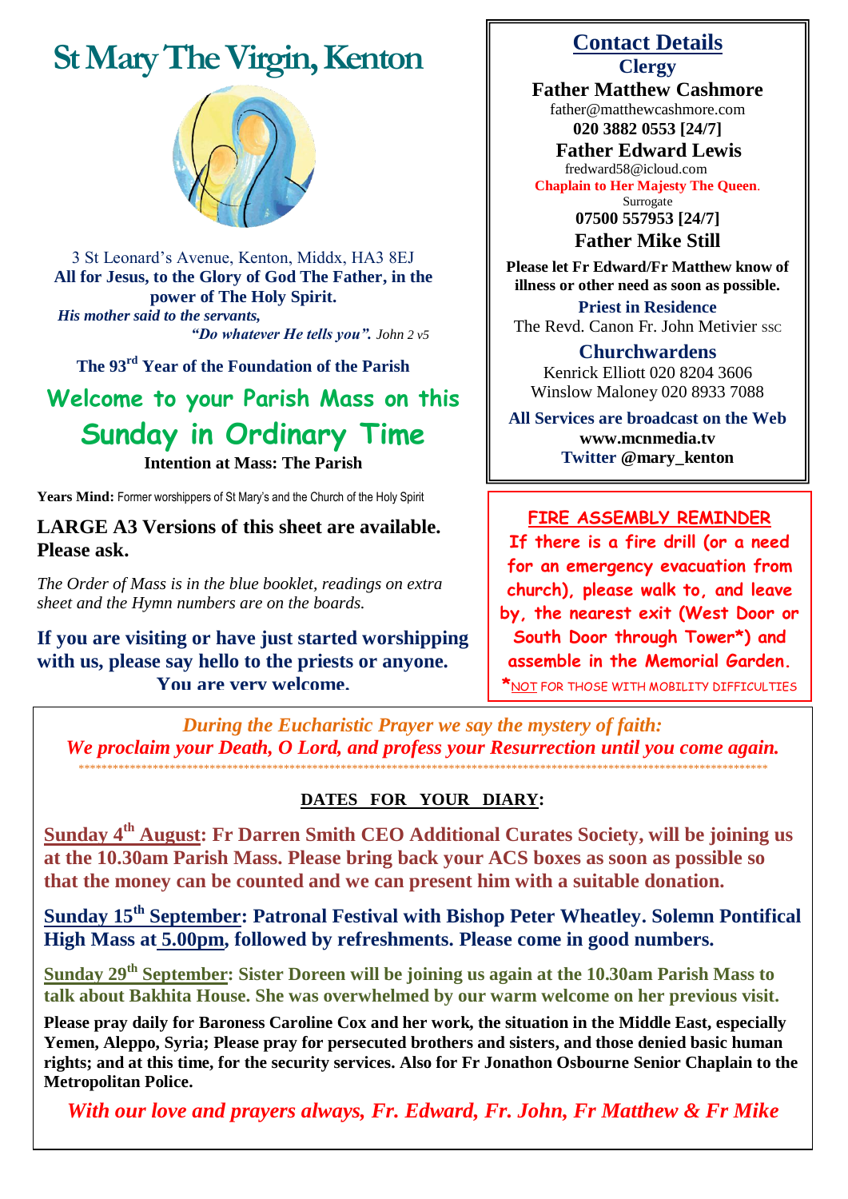# St Mary The Virgin, Kenton

3 St Leonard's Avenue, Kenton, Middx, HA3 8EJ

**All for Jesus, to the Glory of God The Father, in the power of The Holy Spirit.**

***His mother said to the servants,***
***"Do whatever He tells you".*** *John 2 v5*

**The 93rd Year of the Foundation of the Parish**

## Welcome to your Parish Mass on this Sunday in Ordinary Time

**Intention at Mass: The Parish**

**Years Mind:** Former worshippers of St Mary's and the Church of the Holy Spirit

**LARGE A3 Versions of this sheet are available. Please ask.**

*The Order of Mass is in the blue booklet, readings on extra sheet and the Hymn numbers are on the boards.*

**If you are visiting or have just started worshipping with us, please say hello to the priests or anyone. You are very welcome.**

## Contact Details

**Clergy**

**Father Matthew Cashmore**
father@matthewcashmore.com
**020 3882 0553 [24/7]**

**Father Edward Lewis**
fredward58@icloud.com
**Chaplain to Her Majesty The Queen.**
Surrogate
**07500 557953 [24/7]**

**Father Mike Still**

**Please let Fr Edward/Fr Matthew know of illness or other need as soon as possible.**

**Priest in Residence**
The Revd. Canon Fr. John Metivier SSC

**Churchwardens**
Kenrick Elliott 020 8204 3606
Winslow Maloney 020 8933 7088

**All Services are broadcast on the Web**
**www.mcnmedia.tv**
**Twitter @mary_kenton**

**FIRE ASSEMBLY REMINDER**

**If there is a fire drill (or a need for an emergency evacuation from church), please walk to, and leave by, the nearest exit (West Door or South Door through Tower*) and assemble in the Memorial Garden.**

*NOT FOR THOSE WITH MOBILITY DIFFICULTIES

*During the Eucharistic Prayer we say the mystery of faith:*
***We proclaim your Death, O Lord, and profess your Resurrection until you come again.***

**DATES FOR YOUR DIARY:**

**Sunday 4th August: Fr Darren Smith CEO Additional Curates Society, will be joining us at the 10.30am Parish Mass. Please bring back your ACS boxes as soon as possible so that the money can be counted and we can present him with a suitable donation.**

**Sunday 15th September: Patronal Festival with Bishop Peter Wheatley. Solemn Pontifical High Mass at 5.00pm, followed by refreshments. Please come in good numbers.**

**Sunday 29th September: Sister Doreen will be joining us again at the 10.30am Parish Mass to talk about Bakhita House. She was overwhelmed by our warm welcome on her previous visit.**

**Please pray daily for Baroness Caroline Cox and her work, the situation in the Middle East, especially Yemen, Aleppo, Syria; Please pray for persecuted brothers and sisters, and those denied basic human rights; and at this time, for the security services. Also for Fr Jonathon Osbourne Senior Chaplain to the Metropolitan Police.**

***With our love and prayers always, Fr. Edward, Fr. John, Fr Matthew & Fr Mike***